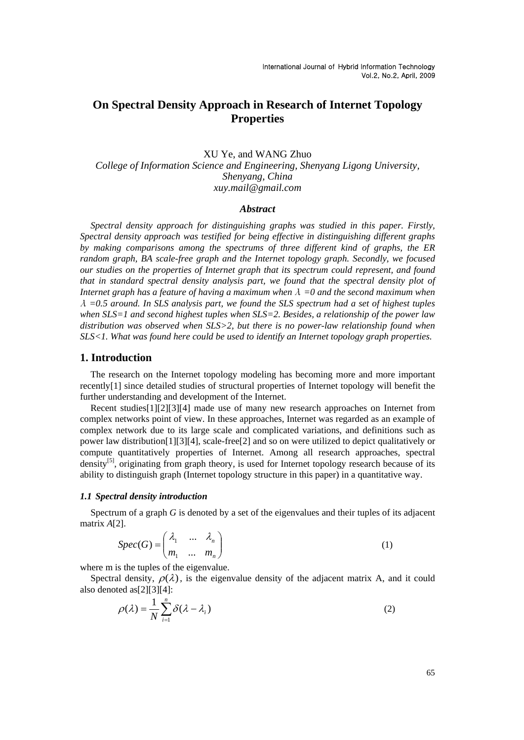# On Spectral Density Approach in Research of Internet Topology Properties

XU Ye, and WANG Zhuo

*College of Information Science and Engineering, Shenyang Ligong University, Shenyang, China*
*xuy.mail@gmail.com*

### *Abstract*

*Spectral density approach for distinguishing graphs was studied in this paper. Firstly, Spectral density approach was testified for being effective in distinguishing different graphs by making comparisons among the spectrums of three different kind of graphs, the ER random graph, BA scale-free graph and the Internet topology graph. Secondly, we focused our studies on the properties of Internet graph that its spectrum could represent, and found that in standard spectral density analysis part, we found that the spectral density plot of Internet graph has a feature of having a maximum when $\lambda$ =0 and the second maximum when $\lambda$ =0.5 around. In SLS analysis part, we found the SLS spectrum had a set of highest tuples when SLS=1 and second highest tuples when SLS=2. Besides, a relationship of the power law distribution was observed when SLS>2, but there is no power-law relationship found when SLS<1. What was found here could be used to identify an Internet topology graph properties.*

## 1. Introduction

The research on the Internet topology modeling has becoming more and more important recently[1] since detailed studies of structural properties of Internet topology will benefit the further understanding and development of the Internet.

Recent studies[1][2][3][4] made use of many new research approaches on Internet from complex networks point of view. In these approaches, Internet was regarded as an example of complex network due to its large scale and complicated variations, and definitions such as power law distribution[1][3][4], scale-free[2] and so on were utilized to depict qualitatively or compute quantitatively properties of Internet. Among all research approaches, spectral density[5], originating from graph theory, is used for Internet topology research because of its ability to distinguish graph (Internet topology structure in this paper) in a quantitative way.

### *1.1 Spectral density introduction*

Spectrum of a graph *G* is denoted by a set of the eigenvalues and their tuples of its adjacent matrix *A*[2].

$$Spec(G) = \begin{pmatrix} \lambda_1 & \ldots & \lambda_n \\ m_1 & \ldots & m_n \end{pmatrix} \tag{1}$$

where m is the tuples of the eigenvalue.

Spectral density, $\rho(\lambda)$, is the eigenvalue density of the adjacent matrix A, and it could also denoted as[2][3][4]:

$$\rho(\lambda) = \frac{1}{N}\sum_{i=1}^{n}\delta(\lambda - \lambda_i) \tag{2}$$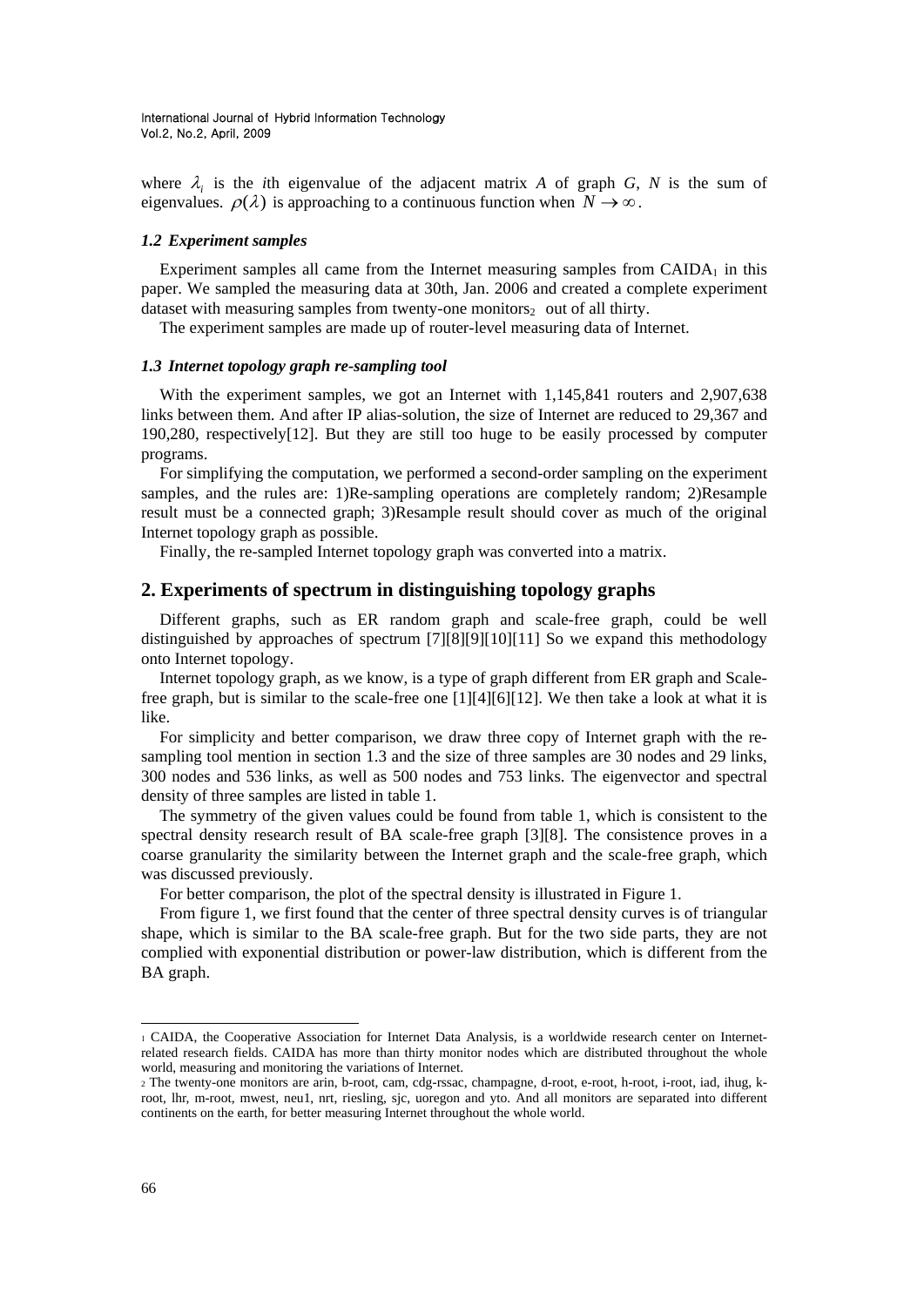where $\lambda_i$ is the *i*th eigenvalue of the adjacent matrix *A* of graph *G*, *N* is the sum of eigenvalues. $\rho(\lambda)$ is approaching to a continuous function when $N \to \infty$.

### *1.2 Experiment samples*

Experiment samples all came from the Internet measuring samples from CAIDA[1] in this paper. We sampled the measuring data at 30th, Jan. 2006 and created a complete experiment dataset with measuring samples from twenty-one monitors[2] out of all thirty.

The experiment samples are made up of router-level measuring data of Internet.

### *1.3 Internet topology graph re-sampling tool*

With the experiment samples, we got an Internet with 1,145,841 routers and 2,907,638 links between them. And after IP alias-solution, the size of Internet are reduced to 29,367 and 190,280, respectively[12]. But they are still too huge to be easily processed by computer programs.

For simplifying the computation, we performed a second-order sampling on the experiment samples, and the rules are: 1)Re-sampling operations are completely random; 2)Resample result must be a connected graph; 3)Resample result should cover as much of the original Internet topology graph as possible.

Finally, the re-sampled Internet topology graph was converted into a matrix.

## 2. Experiments of spectrum in distinguishing topology graphs

Different graphs, such as ER random graph and scale-free graph, could be well distinguished by approaches of spectrum [7][8][9][10][11] So we expand this methodology onto Internet topology.

Internet topology graph, as we know, is a type of graph different from ER graph and Scale-free graph, but is similar to the scale-free one [1][4][6][12]. We then take a look at what it is like.

For simplicity and better comparison, we draw three copy of Internet graph with the re-sampling tool mention in section 1.3 and the size of three samples are 30 nodes and 29 links, 300 nodes and 536 links, as well as 500 nodes and 753 links. The eigenvector and spectral density of three samples are listed in table 1.

The symmetry of the given values could be found from table 1, which is consistent to the spectral density research result of BA scale-free graph [3][8]. The consistence proves in a coarse granularity the similarity between the Internet graph and the scale-free graph, which was discussed previously.

For better comparison, the plot of the spectral density is illustrated in Figure 1.

From figure 1, we first found that the center of three spectral density curves is of triangular shape, which is similar to the BA scale-free graph. But for the two side parts, they are not complied with exponential distribution or power-law distribution, which is different from the BA graph.

---

[1] CAIDA, the Cooperative Association for Internet Data Analysis, is a worldwide research center on Internet-related research fields. CAIDA has more than thirty monitor nodes which are distributed throughout the whole world, measuring and monitoring the variations of Internet.

[2] The twenty-one monitors are arin, b-root, cam, cdg-rssac, champagne, d-root, e-root, h-root, i-root, iad, ihug, k-root, lhr, m-root, mwest, neu1, nrt, riesling, sjc, uoregon and yto. And all monitors are separated into different continents on the earth, for better measuring Internet throughout the whole world.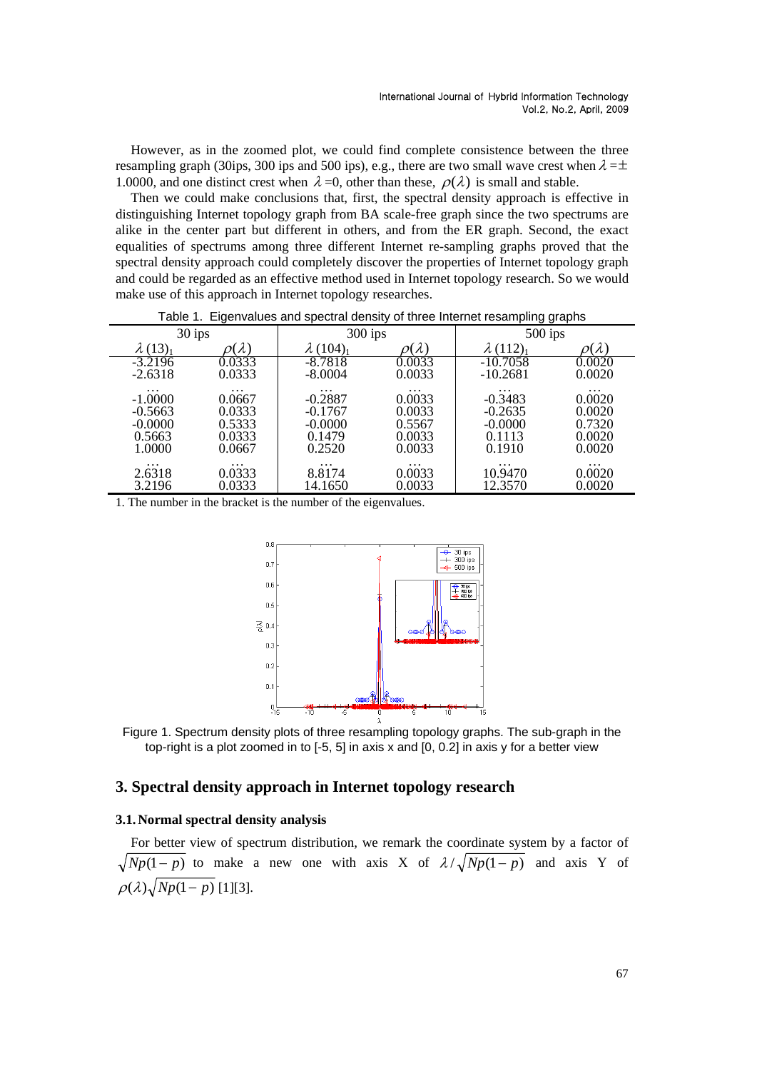However, as in the zoomed plot, we could find complete consistence between the three resampling graph (30ips, 300 ips and 500 ips), e.g., there are two small wave crest when $\lambda = \pm 1.0000$, and one distinct crest when $\lambda = 0$, other than these, $\rho(\lambda)$ is small and stable.

Then we could make conclusions that, first, the spectral density approach is effective in distinguishing Internet topology graph from BA scale-free graph since the two spectrums are alike in the center part but different in others, and from the ER graph. Second, the exact equalities of spectrums among three different Internet re-sampling graphs proved that the spectral density approach could completely discover the properties of Internet topology graph and could be regarded as an effective method used in Internet topology research. So we would make use of this approach in Internet topology researches.

Table 1. Eigenvalues and spectral density of three Internet resampling graphs

| 30 ips | | 300 ips | | 500 ips | |
|---|---|---|---|---|---|
| $\lambda\,(13)_1$ | $\rho(\lambda)$ | $\lambda\,(104)_1$ | $\rho(\lambda)$ | $\lambda\,(112)_1$ | $\rho(\lambda)$ |
| -3.2196 | 0.0333 | -8.7818 | 0.0033 | -10.7058 | 0.0020 |
| -2.6318 | 0.0333 | -8.0004 | 0.0033 | -10.2681 | 0.0020 |
| … | … | … | … | … | … |
| -1.0000 | 0.0667 | -0.2887 | 0.0033 | -0.3483 | 0.0020 |
| -0.5663 | 0.0333 | -0.1767 | 0.0033 | -0.2635 | 0.0020 |
| -0.0000 | 0.5333 | -0.0000 | 0.5567 | -0.0000 | 0.7320 |
| 0.5663 | 0.0333 | 0.1479 | 0.0033 | 0.1113 | 0.0020 |
| 1.0000 | 0.0667 | 0.2520 | 0.0033 | 0.1910 | 0.0020 |
| … | … | … | … | … | … |
| 2.6318 | 0.0333 | 8.8174 | 0.0033 | 10.9470 | 0.0020 |
| 3.2196 | 0.0333 | 14.1650 | 0.0033 | 12.3570 | 0.0020 |

1. The number in the bracket is the number of the eigenvalues.

Figure 1. Spectrum density plots of three resampling topology graphs. The sub-graph in the top-right is a plot zoomed in to [-5, 5] in axis x and [0, 0.2] in axis y for a better view

## 3. Spectral density approach in Internet topology research

### 3.1. Normal spectral density analysis

For better view of spectrum distribution, we remark the coordinate system by a factor of $\sqrt{Np(1-p)}$ to make a new one with axis X of $\lambda/\sqrt{Np(1-p)}$ and axis Y of $\rho(\lambda)\sqrt{Np(1-p)}$ [1][3].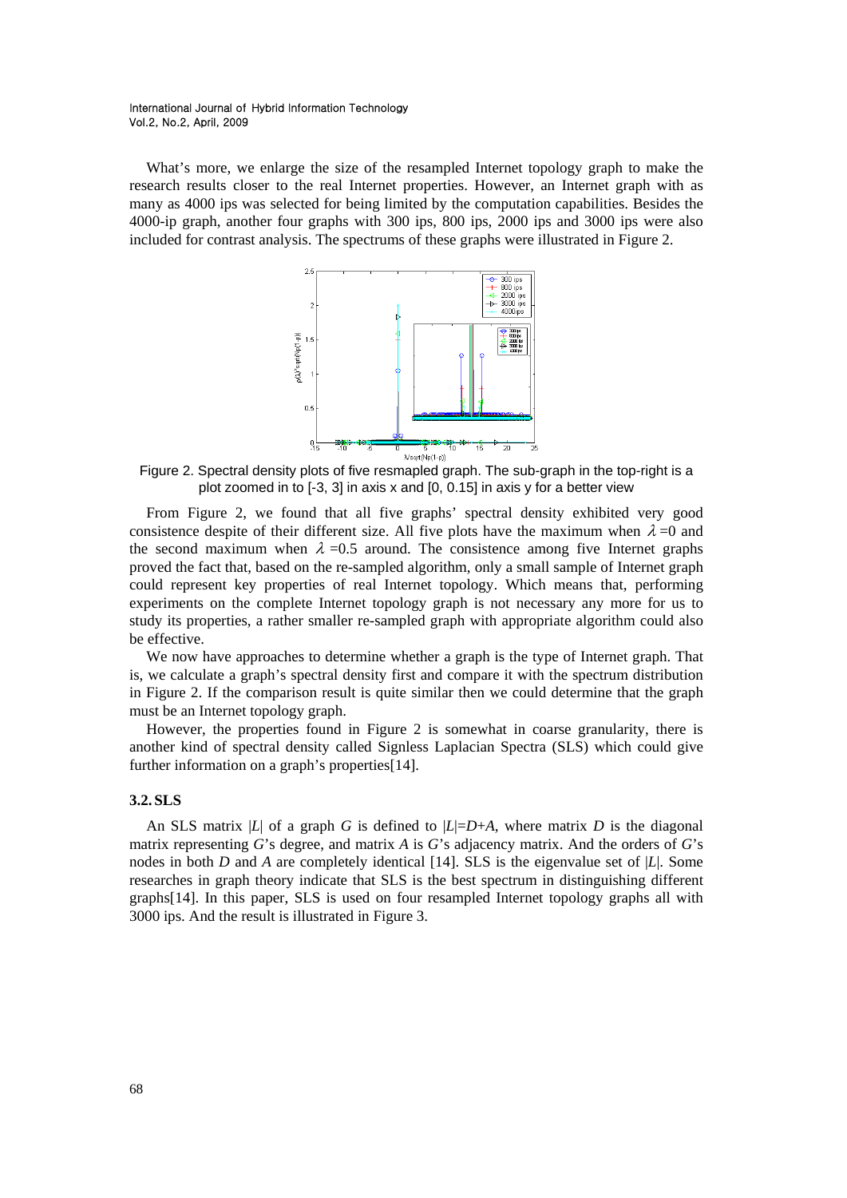What's more, we enlarge the size of the resampled Internet topology graph to make the research results closer to the real Internet properties. However, an Internet graph with as many as 4000 ips was selected for being limited by the computation capabilities. Besides the 4000-ip graph, another four graphs with 300 ips, 800 ips, 2000 ips and 3000 ips were also included for contrast analysis. The spectrums of these graphs were illustrated in Figure 2.

Figure 2. Spectral density plots of five resmapled graph. The sub-graph in the top-right is a plot zoomed in to [-3, 3] in axis x and [0, 0.15] in axis y for a better view

From Figure 2, we found that all five graphs' spectral density exhibited very good consistence despite of their different size. All five plots have the maximum when $\lambda=0$ and the second maximum when $\lambda=0.5$ around. The consistence among five Internet graphs proved the fact that, based on the re-sampled algorithm, only a small sample of Internet graph could represent key properties of real Internet topology. Which means that, performing experiments on the complete Internet topology graph is not necessary any more for us to study its properties, a rather smaller re-sampled graph with appropriate algorithm could also be effective.

We now have approaches to determine whether a graph is the type of Internet graph. That is, we calculate a graph's spectral density first and compare it with the spectrum distribution in Figure 2. If the comparison result is quite similar then we could determine that the graph must be an Internet topology graph.

However, the properties found in Figure 2 is somewhat in coarse granularity, there is another kind of spectral density called Signless Laplacian Spectra (SLS) which could give further information on a graph's properties[14].

### 3.2. SLS

An SLS matrix $|L|$ of a graph $G$ is defined to $|L|=D+A$, where matrix $D$ is the diagonal matrix representing $G$'s degree, and matrix $A$ is $G$'s adjacency matrix. And the orders of $G$'s nodes in both $D$ and $A$ are completely identical [14]. SLS is the eigenvalue set of $|L|$. Some researches in graph theory indicate that SLS is the best spectrum in distinguishing different graphs[14]. In this paper, SLS is used on four resampled Internet topology graphs all with 3000 ips. And the result is illustrated in Figure 3.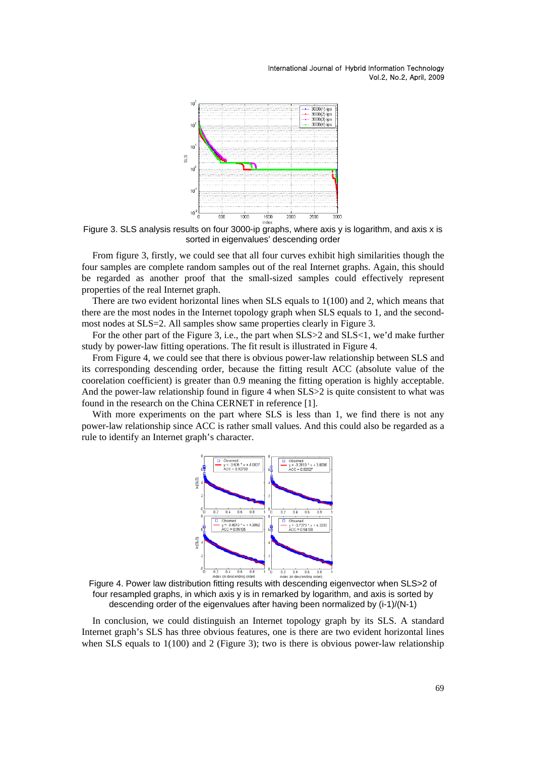Figure 3. SLS analysis results on four 3000-ip graphs, where axis y is logarithm, and axis x is sorted in eigenvalues' descending order

From figure 3, firstly, we could see that all four curves exhibit high similarities though the four samples are complete random samples out of the real Internet graphs. Again, this should be regarded as another proof that the small-sized samples could effectively represent properties of the real Internet graph.

There are two evident horizontal lines when SLS equals to 1(100) and 2, which means that there are the most nodes in the Internet topology graph when SLS equals to 1, and the second-most nodes at SLS=2. All samples show same properties clearly in Figure 3.

For the other part of the Figure 3, i.e., the part when SLS>2 and SLS<1, we'd make further study by power-law fitting operations. The fit result is illustrated in Figure 4.

From Figure 4, we could see that there is obvious power-law relationship between SLS and its corresponding descending order, because the fitting result ACC (absolute value of the coorelation coefficient) is greater than 0.9 meaning the fitting operation is highly acceptable. And the power-law relationship found in figure 4 when SLS>2 is quite consistent to what was found in the research on the China CERNET in reference [1].

With more experiments on the part where SLS is less than 1, we find there is not any power-law relationship since ACC is rather small values. And this could also be regarded as a rule to identify an Internet graph's character.

Figure 4. Power law distribution fitting results with descending eigenvector when SLS>2 of four resampled graphs, in which axis y is in remarked by logarithm, and axis is sorted by descending order of the eigenvalues after having been normalized by (i-1)/(N-1)

In conclusion, we could distinguish an Internet topology graph by its SLS. A standard Internet graph's SLS has three obvious features, one is there are two evident horizontal lines when SLS equals to 1(100) and 2 (Figure 3); two is there is obvious power-law relationship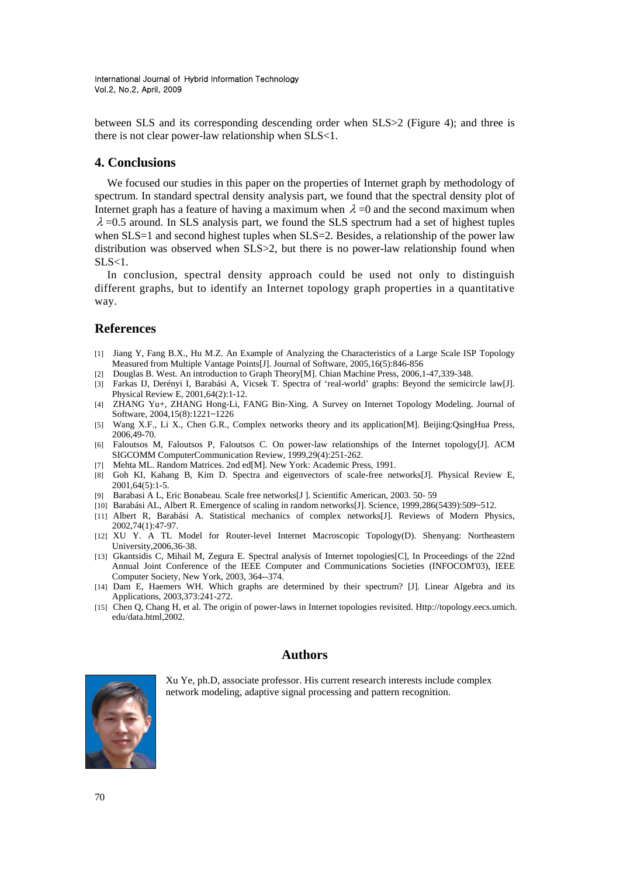between SLS and its corresponding descending order when SLS>2 (Figure 4); and three is there is not clear power-law relationship when SLS<1.

## 4. Conclusions

We focused our studies in this paper on the properties of Internet graph by methodology of spectrum. In standard spectral density analysis part, we found that the spectral density plot of Internet graph has a feature of having a maximum when $\lambda=0$ and the second maximum when $\lambda=0.5$ around. In SLS analysis part, we found the SLS spectrum had a set of highest tuples when SLS=1 and second highest tuples when SLS=2. Besides, a relationship of the power law distribution was observed when SLS>2, but there is no power-law relationship found when SLS<1.

In conclusion, spectral density approach could be used not only to distinguish different graphs, but to identify an Internet topology graph properties in a quantitative way.

## References

[1] Jiang Y, Fang B.X., Hu M.Z. An Example of Analyzing the Characteristics of a Large Scale ISP Topology Measured from Multiple Vantage Points[J]. Journal of Software, 2005,16(5):846-856

[2] Douglas B. West. An introduction to Graph Theory[M]. Chian Machine Press, 2006,1-47,339-348.

[3] Farkas IJ, Derényi I, Barabási A, Vicsek T. Spectra of 'real-world' graphs: Beyond the semicircle law[J]. Physical Review E, 2001,64(2):1-12.

[4] ZHANG Yu+, ZHANG Hong-Li, FANG Bin-Xing. A Survey on Internet Topology Modeling. Journal of Software, 2004,15(8):1221~1226

[5] Wang X.F., Li X., Chen G.R., Complex networks theory and its application[M]. Beijing:QsingHua Press, 2006,49-70.

[6] Faloutsos M, Faloutsos P, Faloutsos C. On power-law relationships of the Internet topology[J]. ACM SIGCOMM ComputerCommunication Review, 1999,29(4):251-262.

[7] Mehta ML. Random Matrices. 2nd ed[M]. New York: Academic Press, 1991.

[8] Goh KI, Kahang B, Kim D. Spectra and eigenvectors of scale-free networks[J]. Physical Review E, 2001,64(5):1-5.

[9] Barabasi A L, Eric Bonabeau. Scale free networks[J ]. Scientific American, 2003. 50- 59

[10] Barabási AL, Albert R. Emergence of scaling in random networks[J]. Science, 1999,286(5439):509~512.

[11] Albert R, Barabási A. Statistical mechanics of complex networks[J]. Reviews of Modern Physics, 2002,74(1):47-97.

[12] XU Y. A TL Model for Router-level Internet Macroscopic Topology(D). Shenyang: Northeastern University,2006,36-38.

[13] Gkantsidis C, Mihail M, Zegura E. Spectral analysis of Internet topologies[C], In Proceedings of the 22nd Annual Joint Conference of the IEEE Computer and Communications Societies (INFOCOM'03), IEEE Computer Society, New York, 2003, 364--374.

[14] Dam E, Haemers WH. Which graphs are determined by their spectrum? [J]. Linear Algebra and its Applications, 2003,373:241-272.

[15] Chen Q, Chang H, et al. The origin of power-laws in Internet topologies revisited. Http://topology.eecs.umich.edu/data.html,2002.

## Authors

Xu Ye, ph.D, associate professor. His current research interests include complex network modeling, adaptive signal processing and pattern recognition.